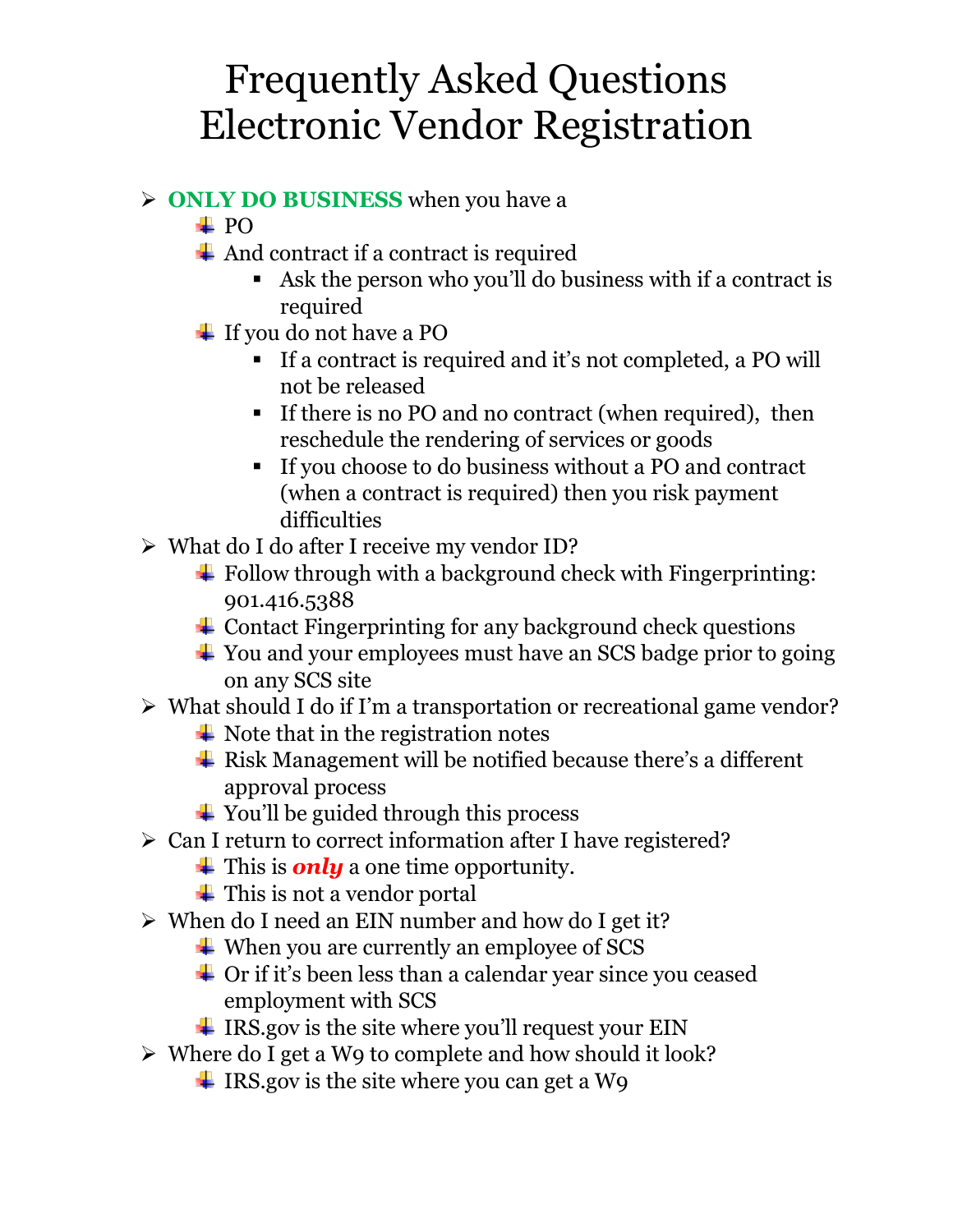# Frequently Asked Questions
# Electronic Vendor Registration

- **ONLY DO BUSINESS** when you have a
  - PO
  - And contract if a contract is required
    - Ask the person who you'll do business with if a contract is required
  - If you do not have a PO
    - If a contract is required and it's not completed, a PO will not be released
    - If there is no PO and no contract (when required), then reschedule the rendering of services or goods
    - If you choose to do business without a PO and contract (when a contract is required) then you risk payment difficulties
- What do I do after I receive my vendor ID?
  - Follow through with a background check with Fingerprinting: 901.416.5388
  - Contact Fingerprinting for any background check questions
  - You and your employees must have an SCS badge prior to going on any SCS site
- What should I do if I'm a transportation or recreational game vendor?
  - Note that in the registration notes
  - Risk Management will be notified because there's a different approval process
  - You'll be guided through this process
- Can I return to correct information after I have registered?
  - This is ***only*** a one time opportunity.
  - This is not a vendor portal
- When do I need an EIN number and how do I get it?
  - When you are currently an employee of SCS
  - Or if it's been less than a calendar year since you ceased employment with SCS
  - IRS.gov is the site where you'll request your EIN
- Where do I get a W9 to complete and how should it look?
  - IRS.gov is the site where you can get a W9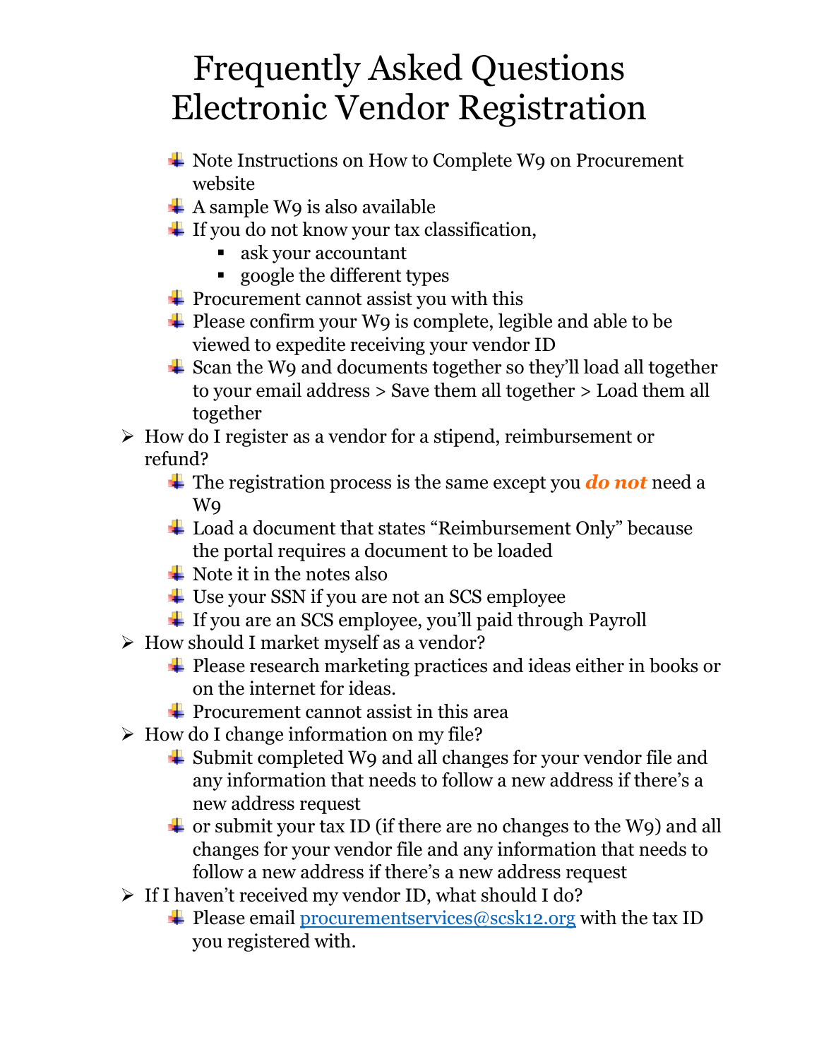# Frequently Asked Questions
# Electronic Vendor Registration

  - Note Instructions on How to Complete W9 on Procurement website
  - A sample W9 is also available
  - If you do not know your tax classification,
    - ask your accountant
    - google the different types
  - Procurement cannot assist you with this
  - Please confirm your W9 is complete, legible and able to be viewed to expedite receiving your vendor ID
  - Scan the W9 and documents together so they'll load all together to your email address > Save them all together > Load them all together

- How do I register as a vendor for a stipend, reimbursement or refund?
  - The registration process is the same except you ***do not*** need a W9
  - Load a document that states "Reimbursement Only" because the portal requires a document to be loaded
  - Note it in the notes also
  - Use your SSN if you are not an SCS employee
  - If you are an SCS employee, you'll paid through Payroll
- How should I market myself as a vendor?
  - Please research marketing practices and ideas either in books or on the internet for ideas.
  - Procurement cannot assist in this area
- How do I change information on my file?
  - Submit completed W9 and all changes for your vendor file and any information that needs to follow a new address if there's a new address request
  - or submit your tax ID (if there are no changes to the W9) and all changes for your vendor file and any information that needs to follow a new address if there's a new address request
- If I haven't received my vendor ID, what should I do?
  - Please email [procurementservices@scsk12.org](mailto:procurementservices@scsk12.org) with the tax ID you registered with.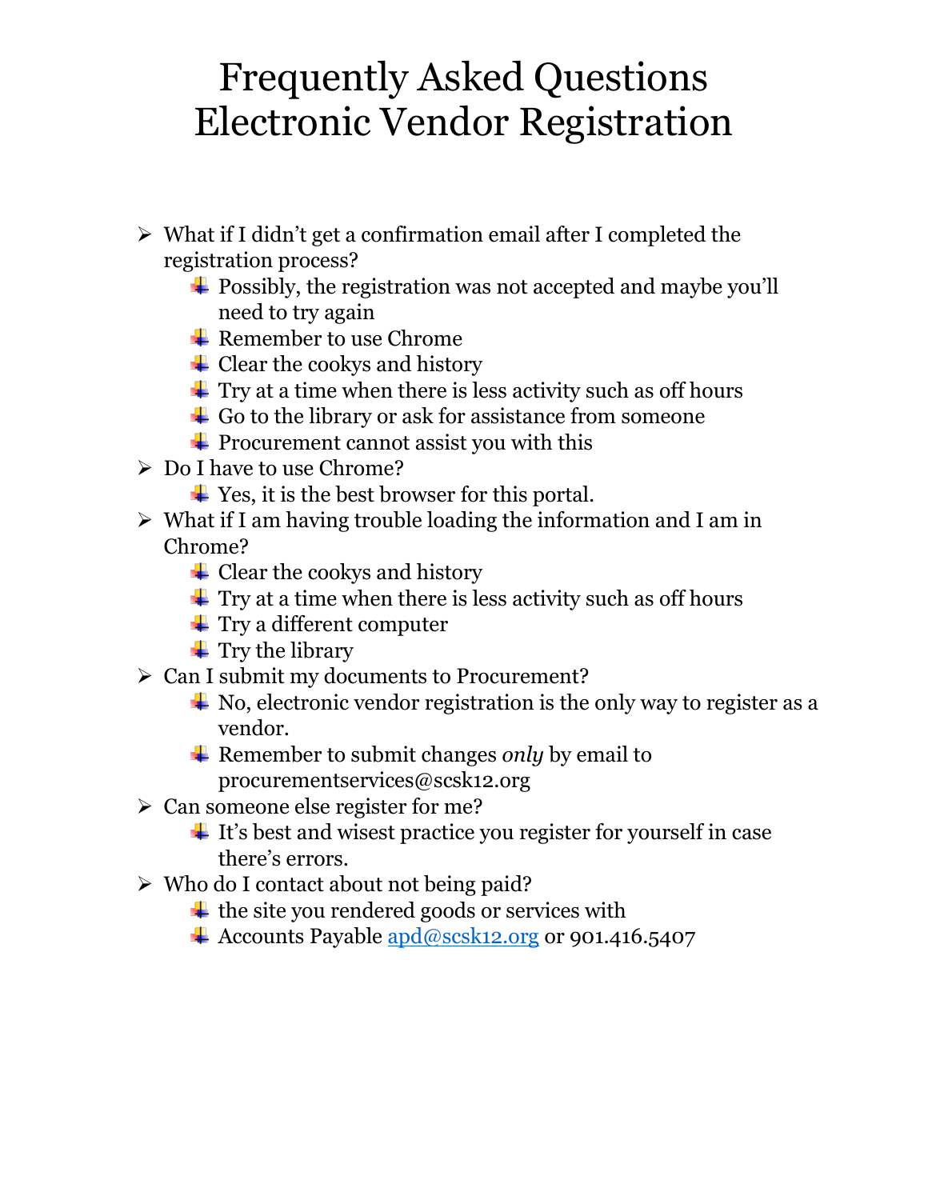# Frequently Asked Questions
# Electronic Vendor Registration

- What if I didn't get a confirmation email after I completed the registration process?
  - Possibly, the registration was not accepted and maybe you'll need to try again
  - Remember to use Chrome
  - Clear the cookys and history
  - Try at a time when there is less activity such as off hours
  - Go to the library or ask for assistance from someone
  - Procurement cannot assist you with this
- Do I have to use Chrome?
  - Yes, it is the best browser for this portal.
- What if I am having trouble loading the information and I am in Chrome?
  - Clear the cookys and history
  - Try at a time when there is less activity such as off hours
  - Try a different computer
  - Try the library
- Can I submit my documents to Procurement?
  - No, electronic vendor registration is the only way to register as a vendor.
  - Remember to submit changes *only* by email to procurementservices@scsk12.org
- Can someone else register for me?
  - It's best and wisest practice you register for yourself in case there's errors.
- Who do I contact about not being paid?
  - the site you rendered goods or services with
  - Accounts Payable apd@scsk12.org or 901.416.5407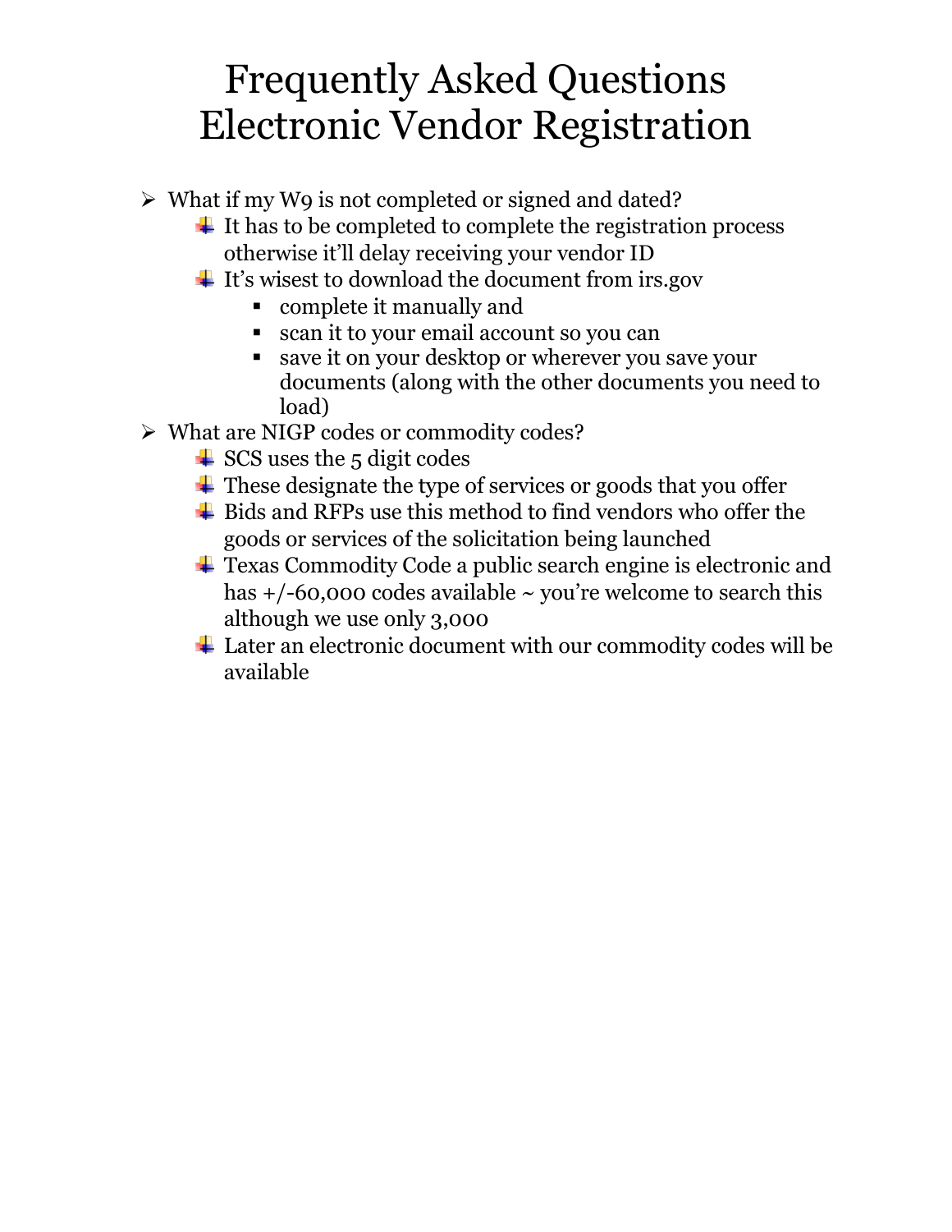# Frequently Asked Questions
# Electronic Vendor Registration

- What if my W9 is not completed or signed and dated?
  - It has to be completed to complete the registration process otherwise it'll delay receiving your vendor ID
  - It's wisest to download the document from irs.gov
    - complete it manually and
    - scan it to your email account so you can
    - save it on your desktop or wherever you save your documents (along with the other documents you need to load)
- What are NIGP codes or commodity codes?
  - SCS uses the 5 digit codes
  - These designate the type of services or goods that you offer
  - Bids and RFPs use this method to find vendors who offer the goods or services of the solicitation being launched
  - Texas Commodity Code a public search engine is electronic and has +/-60,000 codes available ~ you're welcome to search this although we use only 3,000
  - Later an electronic document with our commodity codes will be available